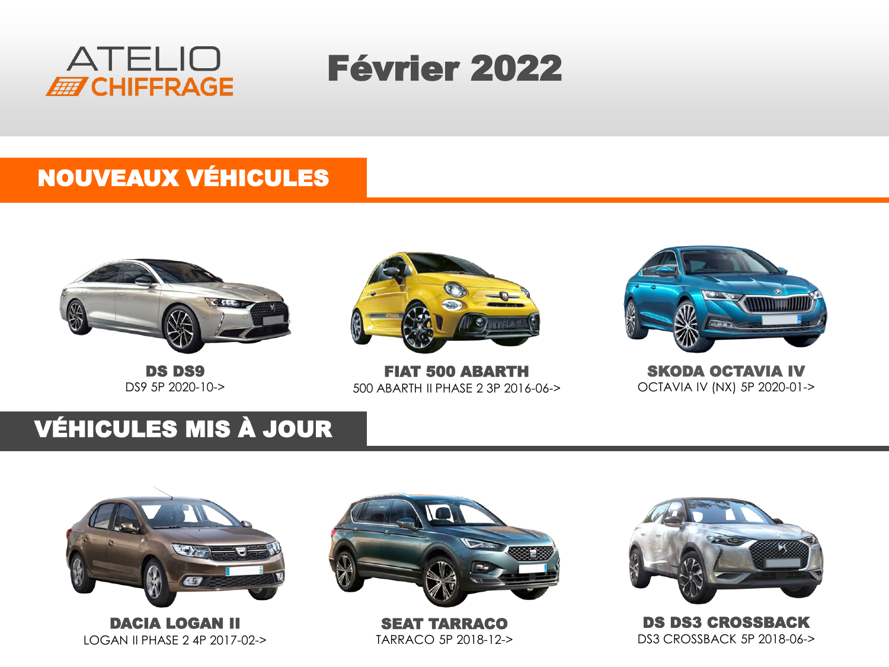ATELIO CHIFFRAGE

# Février 2022

## NOUVEAUX VÉHICULES

**DS DS9**
DS9 5P 2020-10->

**FIAT 500 ABARTH**
500 ABARTH II PHASE 2 3P 2016-06->

**SKODA OCTAVIA IV**
OCTAVIA IV (NX) 5P 2020-01->

## VÉHICULES MIS À JOUR

**DACIA LOGAN II**
LOGAN II PHASE 2 4P 2017-02->

**SEAT TARRACO**
TARRACO 5P 2018-12->

**DS DS3 CROSSBACK**
DS3 CROSSBACK 5P 2018-06->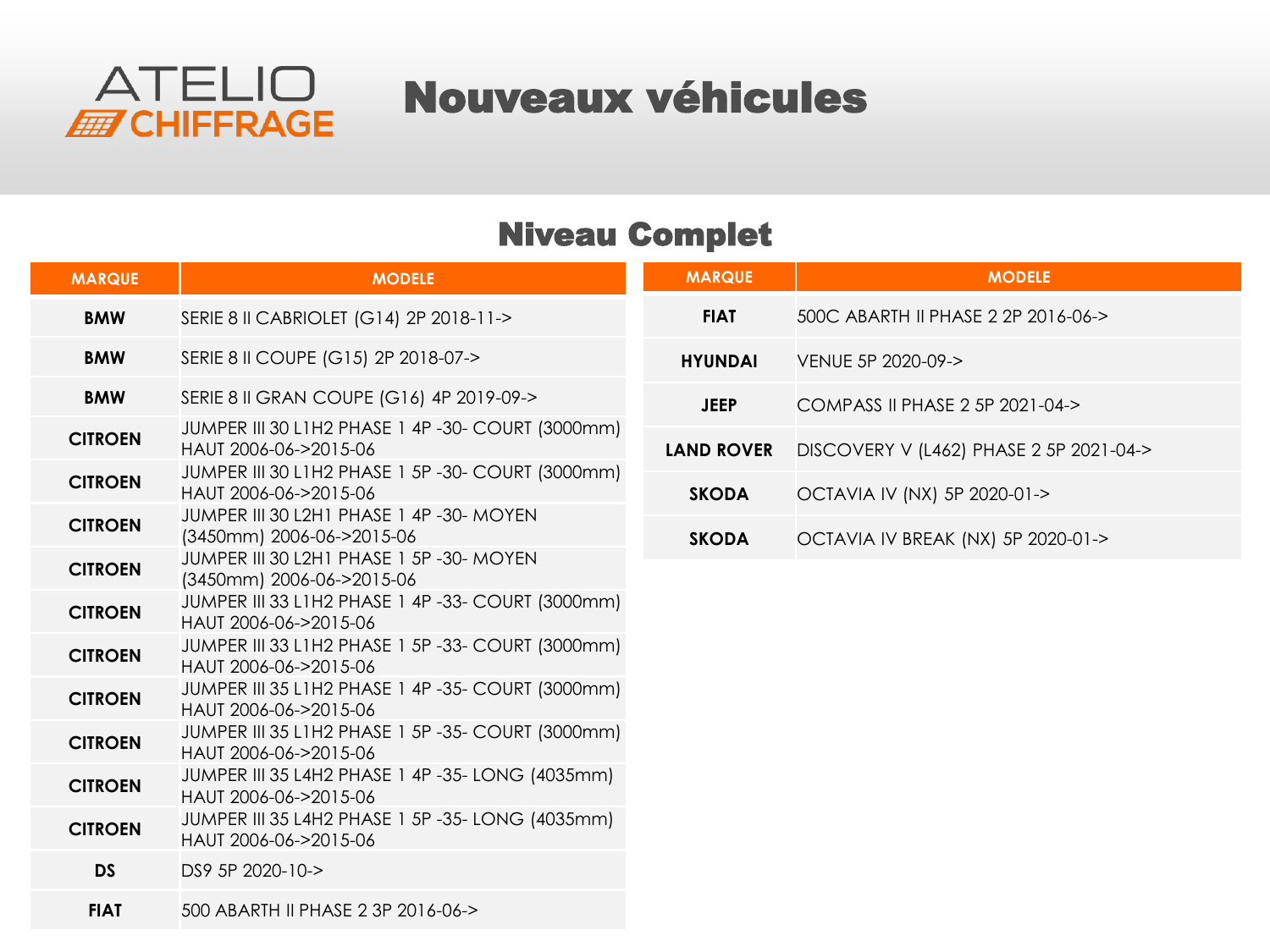# Nouveaux véhicules

## Niveau Complet

| MARQUE | MODELE |
|---|---|
| BMW | SERIE 8 II CABRIOLET (G14) 2P 2018-11-> |
| BMW | SERIE 8 II COUPE (G15) 2P 2018-07-> |
| BMW | SERIE 8 II GRAN COUPE (G16) 4P 2019-09-> |
| CITROEN | JUMPER III 30 L1H2 PHASE 1 4P -30- COURT (3000mm) HAUT 2006-06->2015-06 |
| CITROEN | JUMPER III 30 L1H2 PHASE 1 5P -30- COURT (3000mm) HAUT 2006-06->2015-06 |
| CITROEN | JUMPER III 30 L2H1 PHASE 1 4P -30- MOYEN (3450mm) 2006-06->2015-06 |
| CITROEN | JUMPER III 30 L2H1 PHASE 1 5P -30- MOYEN (3450mm) 2006-06->2015-06 |
| CITROEN | JUMPER III 33 L1H2 PHASE 1 4P -33- COURT (3000mm) HAUT 2006-06->2015-06 |
| CITROEN | JUMPER III 33 L1H2 PHASE 1 5P -33- COURT (3000mm) HAUT 2006-06->2015-06 |
| CITROEN | JUMPER III 35 L1H2 PHASE 1 4P -35- COURT (3000mm) HAUT 2006-06->2015-06 |
| CITROEN | JUMPER III 35 L1H2 PHASE 1 5P -35- COURT (3000mm) HAUT 2006-06->2015-06 |
| CITROEN | JUMPER III 35 L4H2 PHASE 1 4P -35- LONG (4035mm) HAUT 2006-06->2015-06 |
| CITROEN | JUMPER III 35 L4H2 PHASE 1 5P -35- LONG (4035mm) HAUT 2006-06->2015-06 |
| DS | DS9 5P 2020-10-> |
| FIAT | 500 ABARTH II PHASE 2 3P 2016-06-> |
| FIAT | 500C ABARTH II PHASE 2 2P 2016-06-> |
| HYUNDAI | VENUE 5P 2020-09-> |
| JEEP | COMPASS II PHASE 2 5P 2021-04-> |
| LAND ROVER | DISCOVERY V (L462) PHASE 2 5P 2021-04-> |
| SKODA | OCTAVIA IV (NX) 5P 2020-01-> |
| SKODA | OCTAVIA IV BREAK (NX) 5P 2020-01-> |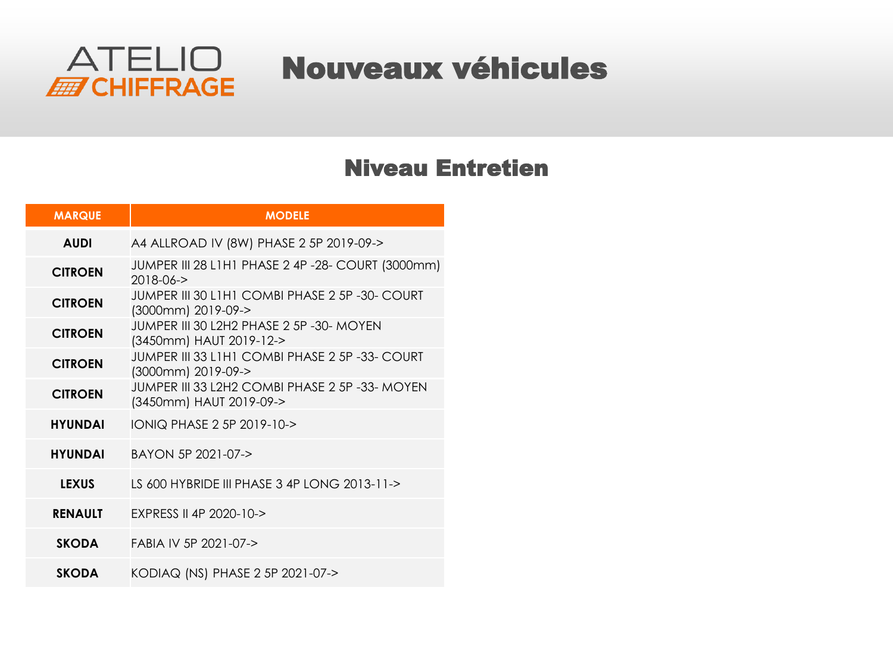ATELIO CHIFFRAGE

# Nouveaux véhicules

## Niveau Entretien

| MARQUE | MODELE |
| --- | --- |
| AUDI | A4 ALLROAD IV (8W) PHASE 2 5P 2019-09-> |
| CITROEN | JUMPER III 28 L1H1 PHASE 2 4P -28- COURT (3000mm) 2018-06-> |
| CITROEN | JUMPER III 30 L1H1 COMBI PHASE 2 5P -30- COURT (3000mm) 2019-09-> |
| CITROEN | JUMPER III 30 L2H2 PHASE 2 5P -30- MOYEN (3450mm) HAUT 2019-12-> |
| CITROEN | JUMPER III 33 L1H1 COMBI PHASE 2 5P -33- COURT (3000mm) 2019-09-> |
| CITROEN | JUMPER III 33 L2H2 COMBI PHASE 2 5P -33- MOYEN (3450mm) HAUT 2019-09-> |
| HYUNDAI | IONIQ PHASE 2 5P 2019-10-> |
| HYUNDAI | BAYON 5P 2021-07-> |
| LEXUS | LS 600 HYBRIDE III PHASE 3 4P LONG 2013-11-> |
| RENAULT | EXPRESS II 4P 2020-10-> |
| SKODA | FABIA IV 5P 2021-07-> |
| SKODA | KODIAQ (NS) PHASE 2 5P 2021-07-> |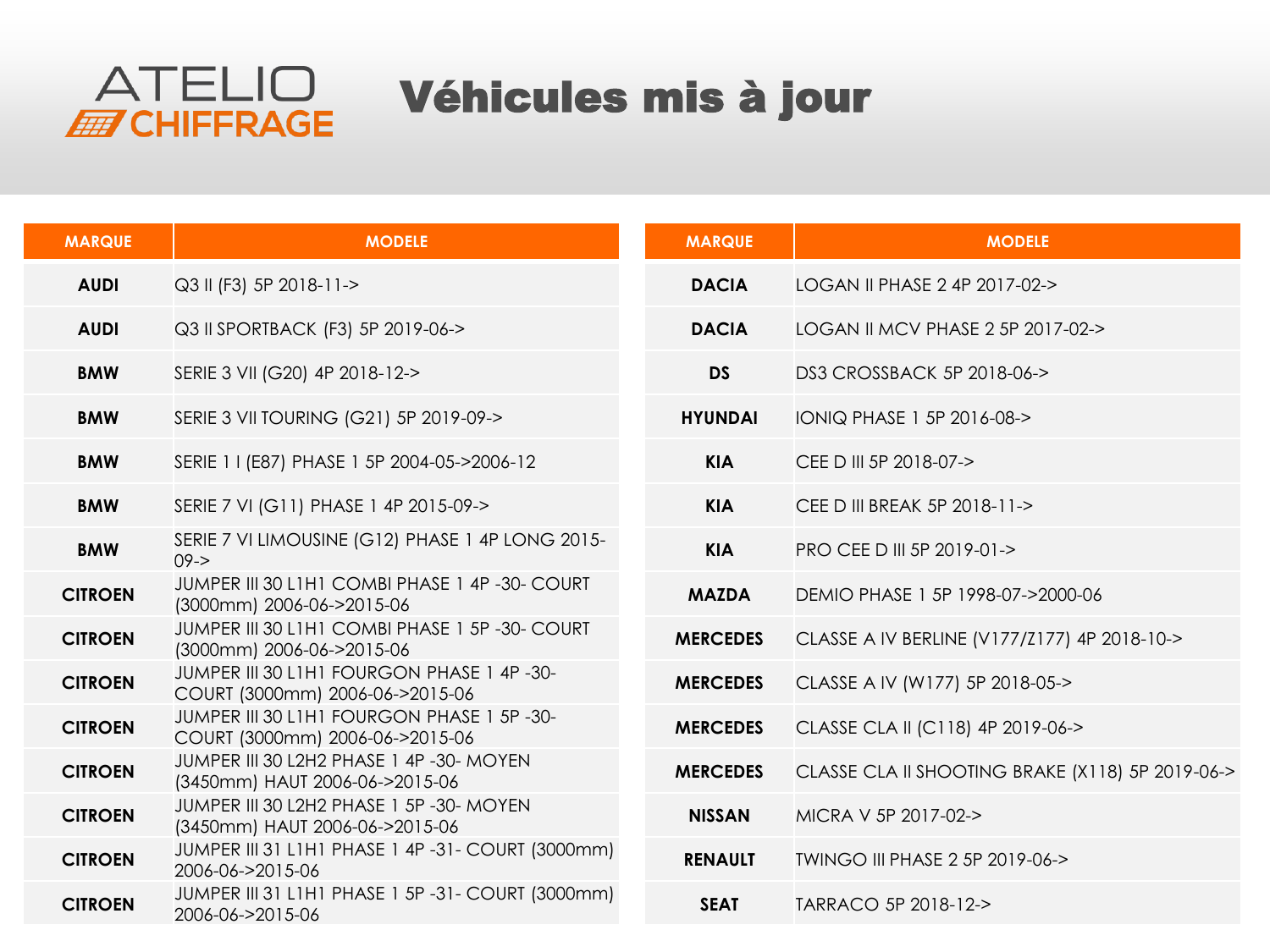# Véhicules mis à jour

| MARQUE | MODELE |
|---|---|
| AUDI | Q3 II (F3) 5P 2018-11-> |
| AUDI | Q3 II SPORTBACK (F3) 5P 2019-06-> |
| BMW | SERIE 3 VII (G20) 4P 2018-12-> |
| BMW | SERIE 3 VII TOURING (G21) 5P 2019-09-> |
| BMW | SERIE 1 I (E87) PHASE 1 5P 2004-05->2006-12 |
| BMW | SERIE 7 VI (G11) PHASE 1 4P 2015-09-> |
| BMW | SERIE 7 VI LIMOUSINE (G12) PHASE 1 4P LONG 2015-09-> |
| CITROEN | JUMPER III 30 L1H1 COMBI PHASE 1 4P -30- COURT (3000mm) 2006-06->2015-06 |
| CITROEN | JUMPER III 30 L1H1 COMBI PHASE 1 5P -30- COURT (3000mm) 2006-06->2015-06 |
| CITROEN | JUMPER III 30 L1H1 FOURGON PHASE 1 4P -30- COURT (3000mm) 2006-06->2015-06 |
| CITROEN | JUMPER III 30 L1H1 FOURGON PHASE 1 5P -30- COURT (3000mm) 2006-06->2015-06 |
| CITROEN | JUMPER III 30 L2H2 PHASE 1 4P -30- MOYEN (3450mm) HAUT 2006-06->2015-06 |
| CITROEN | JUMPER III 30 L2H2 PHASE 1 5P -30- MOYEN (3450mm) HAUT 2006-06->2015-06 |
| CITROEN | JUMPER III 31 L1H1 PHASE 1 4P -31- COURT (3000mm) 2006-06->2015-06 |
| CITROEN | JUMPER III 31 L1H1 PHASE 1 5P -31- COURT (3000mm) 2006-06->2015-06 |

| MARQUE | MODELE |
|---|---|
| DACIA | LOGAN II PHASE 2 4P 2017-02-> |
| DACIA | LOGAN II MCV PHASE 2 5P 2017-02-> |
| DS | DS3 CROSSBACK 5P 2018-06-> |
| HYUNDAI | IONIQ PHASE 1 5P 2016-08-> |
| KIA | CEE D III 5P 2018-07-> |
| KIA | CEE D III BREAK 5P 2018-11-> |
| KIA | PRO CEE D III 5P 2019-01-> |
| MAZDA | DEMIO PHASE 1 5P 1998-07->2000-06 |
| MERCEDES | CLASSE A IV BERLINE (V177/Z177) 4P 2018-10-> |
| MERCEDES | CLASSE A IV (W177) 5P 2018-05-> |
| MERCEDES | CLASSE CLA II (C118) 4P 2019-06-> |
| MERCEDES | CLASSE CLA II SHOOTING BRAKE (X118) 5P 2019-06-> |
| NISSAN | MICRA V 5P 2017-02-> |
| RENAULT | TWINGO III PHASE 2 5P 2019-06-> |
| SEAT | TARRACO 5P 2018-12-> |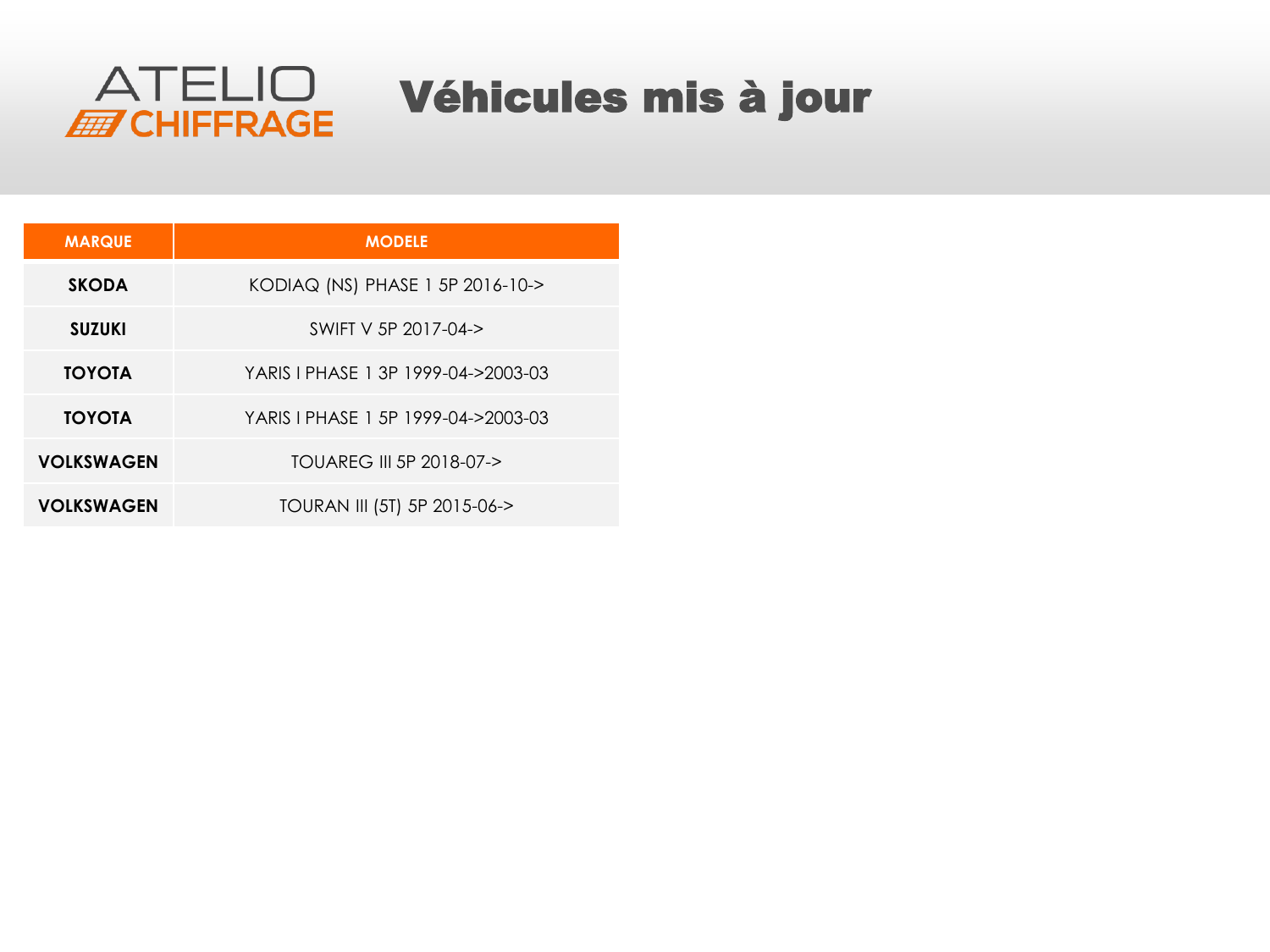# Véhicules mis à jour

| MARQUE | MODELE |
| --- | --- |
| **SKODA** | KODIAQ (NS) PHASE 1 5P 2016-10-> |
| **SUZUKI** | SWIFT V 5P 2017-04-> |
| **TOYOTA** | YARIS I PHASE 1 3P 1999-04->2003-03 |
| **TOYOTA** | YARIS I PHASE 1 5P 1999-04->2003-03 |
| **VOLKSWAGEN** | TOUAREG III 5P 2018-07-> |
| **VOLKSWAGEN** | TOURAN III (5T) 5P 2015-06-> |